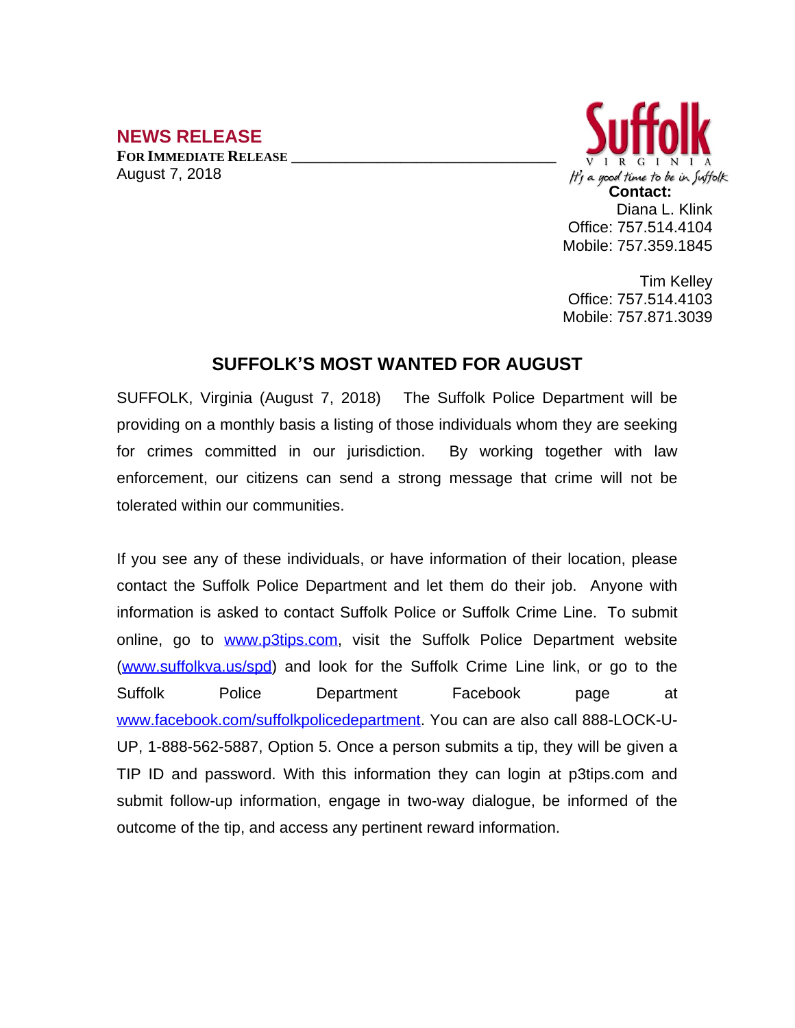**NEWS RELEASE**

**FOR IMMEDIATE RELEASE**

August 7, 2018

Suffolk VIRGINIA

*It's a good time to be in Suffolk*

**Contact:**

Diana L. Klink
Office: 757.514.4104
Mobile: 757.359.1845

Tim Kelley
Office: 757.514.4103
Mobile: 757.871.3039

## SUFFOLK'S MOST WANTED FOR AUGUST

SUFFOLK, Virginia (August 7, 2018) The Suffolk Police Department will be providing on a monthly basis a listing of those individuals whom they are seeking for crimes committed in our jurisdiction. By working together with law enforcement, our citizens can send a strong message that crime will not be tolerated within our communities.

If you see any of these individuals, or have information of their location, please contact the Suffolk Police Department and let them do their job. Anyone with information is asked to contact Suffolk Police or Suffolk Crime Line. To submit online, go to [www.p3tips.com](www.p3tips.com), visit the Suffolk Police Department website ([www.suffolkva.us/spd](www.suffolkva.us/spd)) and look for the Suffolk Crime Line link, or go to the Suffolk Police Department Facebook page at [www.facebook.com/suffolkpolicedepartment](www.facebook.com/suffolkpolicedepartment). You can are also call 888-LOCK-U-UP, 1-888-562-5887, Option 5. Once a person submits a tip, they will be given a TIP ID and password. With this information they can login at p3tips.com and submit follow-up information, engage in two-way dialogue, be informed of the outcome of the tip, and access any pertinent reward information.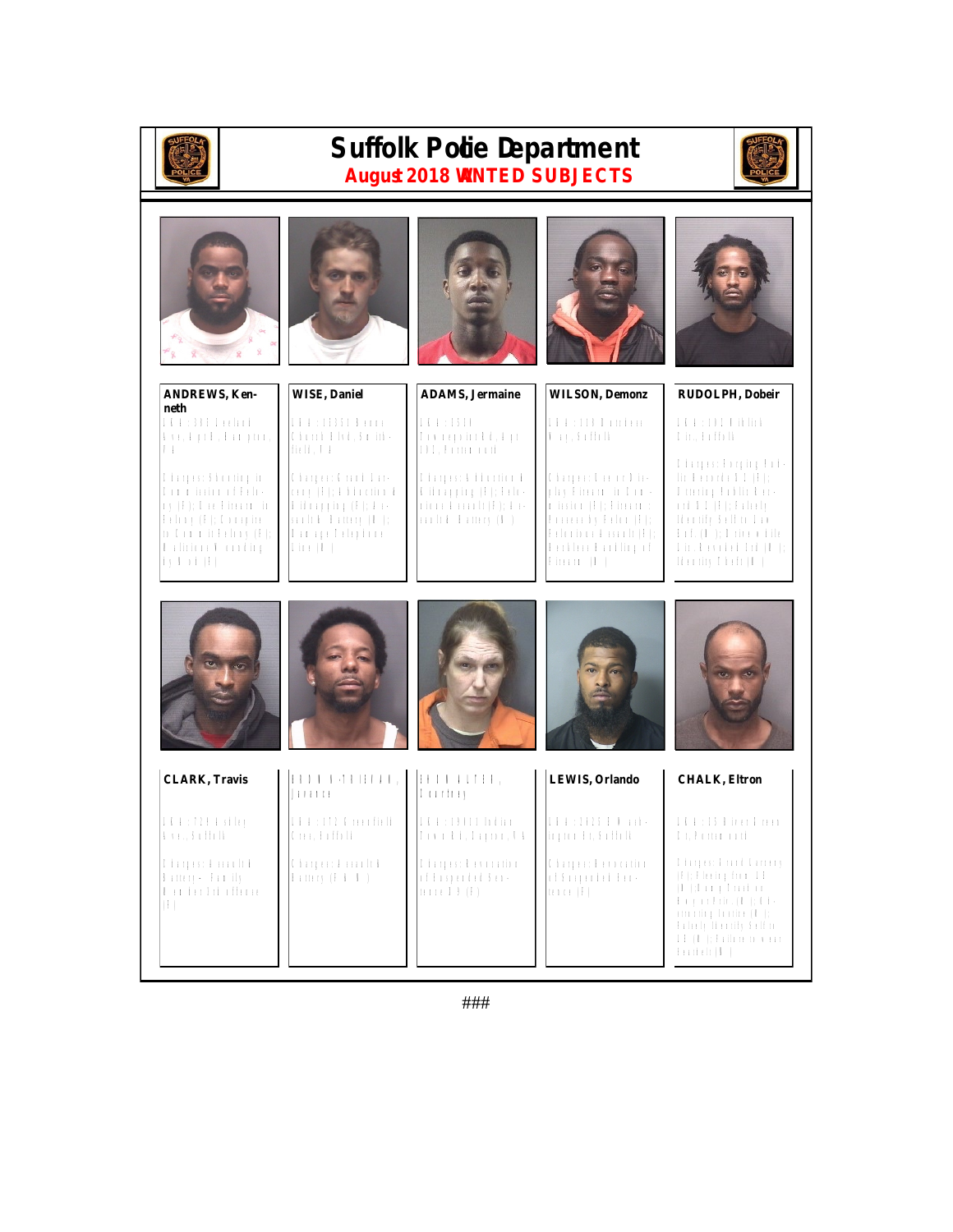# Suffolk Police Department

## August 2018 WANTED SUBJECTS

**ANDREWS, Kenneth**

**WISE, Daniel**

**ADAMS, Jermaine**

**WILSON, Demonz**

**RUDOLPH, Dobeir**

**CLARK, Travis**

**LEWIS, Orlando**

**CHALK, Eltron**

###